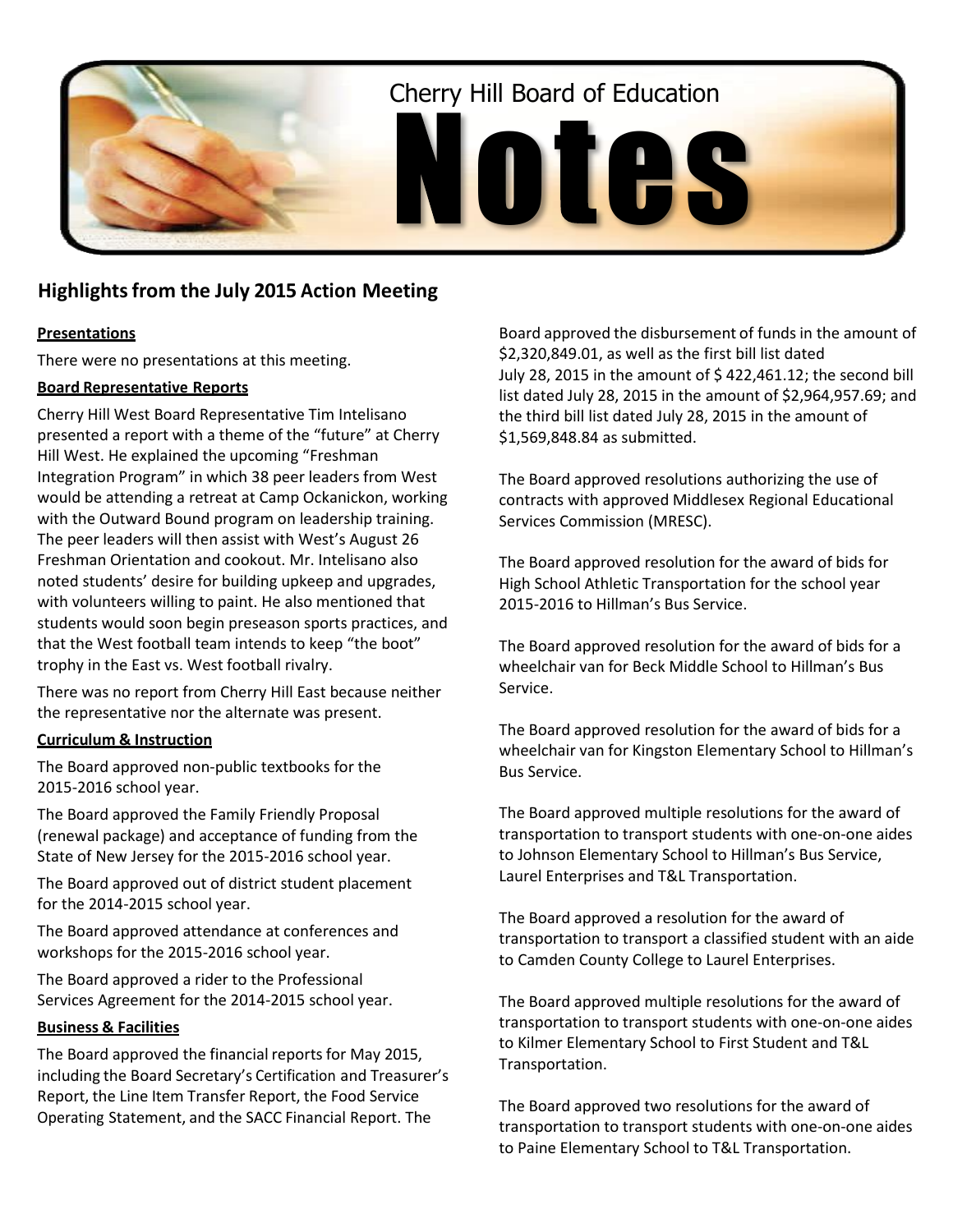Cherry Hill Board of Education

# Notes

## Highlights from the July 2015 Action Meeting

**Presentations**

There were no presentations at this meeting.

**Board Representative Reports**

Cherry Hill West Board Representative Tim Intelisano presented a report with a theme of the "future" at Cherry Hill West. He explained the upcoming "Freshman Integration Program" in which 38 peer leaders from West would be attending a retreat at Camp Ockanickon, working with the Outward Bound program on leadership training. The peer leaders will then assist with West's August 26 Freshman Orientation and cookout. Mr. Intelisano also noted students' desire for building upkeep and upgrades, with volunteers willing to paint. He also mentioned that students would soon begin preseason sports practices, and that the West football team intends to keep "the boot" trophy in the East vs. West football rivalry.

There was no report from Cherry Hill East because neither the representative nor the alternate was present.

**Curriculum & Instruction**

The Board approved non-public textbooks for the 2015-2016 school year.

The Board approved the Family Friendly Proposal (renewal package) and acceptance of funding from the State of New Jersey for the 2015-2016 school year.

The Board approved out of district student placement for the 2014-2015 school year.

The Board approved attendance at conferences and workshops for the 2015-2016 school year.

The Board approved a rider to the Professional Services Agreement for the 2014-2015 school year.

**Business & Facilities**

The Board approved the financial reports for May 2015, including the Board Secretary's Certification and Treasurer's Report, the Line Item Transfer Report, the Food Service Operating Statement, and the SACC Financial Report. The Board approved the disbursement of funds in the amount of $2,320,849.01, as well as the first bill list dated July 28, 2015 in the amount of $ 422,461.12; the second bill list dated July 28, 2015 in the amount of $2,964,957.69; and the third bill list dated July 28, 2015 in the amount of $1,569,848.84 as submitted.

The Board approved resolutions authorizing the use of contracts with approved Middlesex Regional Educational Services Commission (MRESC).

The Board approved resolution for the award of bids for High School Athletic Transportation for the school year 2015-2016 to Hillman's Bus Service.

The Board approved resolution for the award of bids for a wheelchair van for Beck Middle School to Hillman's Bus Service.

The Board approved resolution for the award of bids for a wheelchair van for Kingston Elementary School to Hillman's Bus Service.

The Board approved multiple resolutions for the award of transportation to transport students with one-on-one aides to Johnson Elementary School to Hillman's Bus Service, Laurel Enterprises and T&L Transportation.

The Board approved a resolution for the award of transportation to transport a classified student with an aide to Camden County College to Laurel Enterprises.

The Board approved multiple resolutions for the award of transportation to transport students with one-on-one aides to Kilmer Elementary School to First Student and T&L Transportation.

The Board approved two resolutions for the award of transportation to transport students with one-on-one aides to Paine Elementary School to T&L Transportation.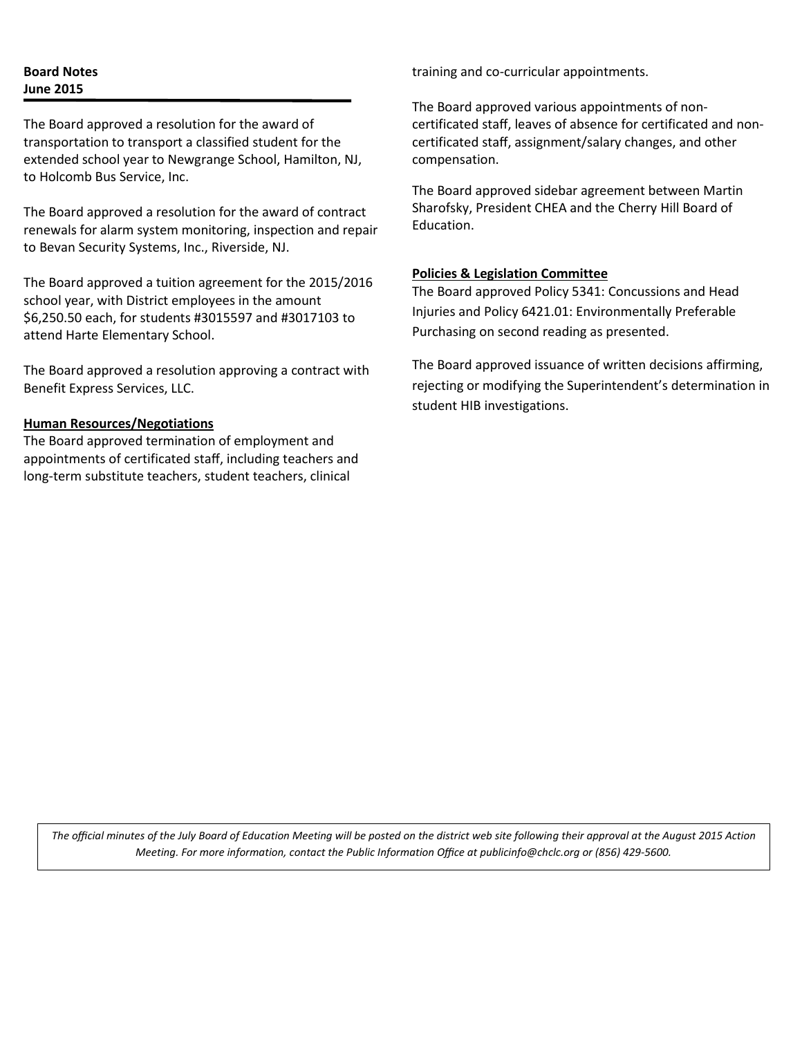**Board Notes**
**June 2015**

The Board approved a resolution for the award of transportation to transport a classified student for the extended school year to Newgrange School, Hamilton, NJ, to Holcomb Bus Service, Inc.

The Board approved a resolution for the award of contract renewals for alarm system monitoring, inspection and repair to Bevan Security Systems, Inc., Riverside, NJ.

The Board approved a tuition agreement for the 2015/2016 school year, with District employees in the amount $6,250.50 each, for students #3015597 and #3017103 to attend Harte Elementary School.

The Board approved a resolution approving a contract with Benefit Express Services, LLC.

**Human Resources/Negotiations**

The Board approved termination of employment and appointments of certificated staff, including teachers and long-term substitute teachers, student teachers, clinical training and co-curricular appointments.

The Board approved various appointments of non-certificated staff, leaves of absence for certificated and non-certificated staff, assignment/salary changes, and other compensation.

The Board approved sidebar agreement between Martin Sharofsky, President CHEA and the Cherry Hill Board of Education.

**Policies & Legislation Committee**

The Board approved Policy 5341: Concussions and Head Injuries and Policy 6421.01: Environmentally Preferable Purchasing on second reading as presented.

The Board approved issuance of written decisions affirming, rejecting or modifying the Superintendent's determination in student HIB investigations.

*The official minutes of the July Board of Education Meeting will be posted on the district web site following their approval at the August 2015 Action Meeting. For more information, contact the Public Information Office at publicinfo@chclc.org or (856) 429-5600.*